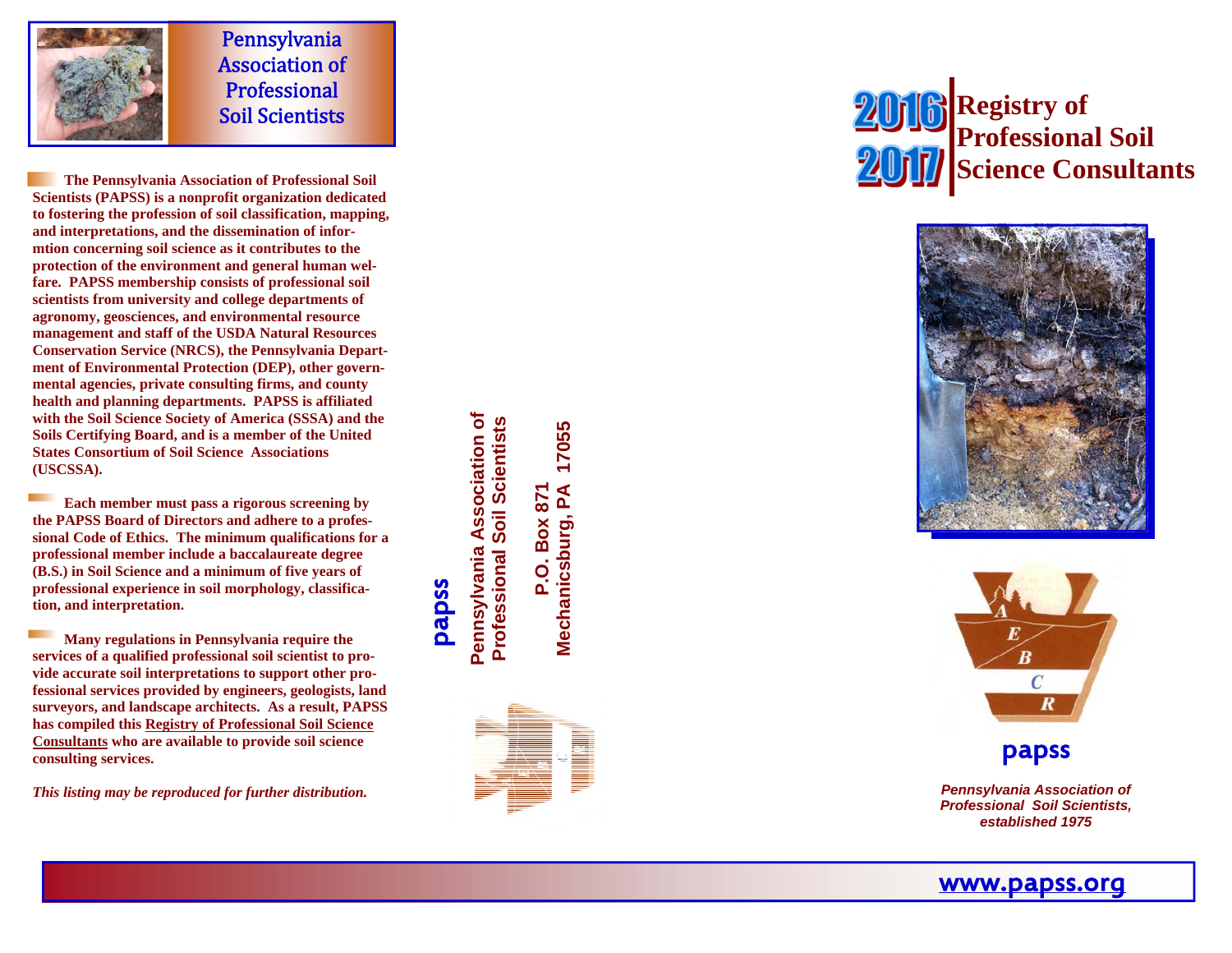# Pennsylvania Association of Professional Soil Scientists

**The Pennsylvania Association of Professional Soil Scientists (PAPSS) is a nonprofit organization dedicated to fostering the profession of soil classification, mapping, and interpretations, and the dissemination of informtion concerning soil science as it contributes to the protection of the environment and general human welfare. PAPSS membership consists of professional soil scientists from university and college departments of agronomy, geosciences, and environmental resource management and staff of the USDA Natural Resources Conservation Service (NRCS), the Pennsylvania Department of Environmental Protection (DEP), other governmental agencies, private consulting firms, and county health and planning departments. PAPSS is affiliated with the Soil Science Society of America (SSSA) and the Soils Certifying Board, and is a member of the United States Consortium of Soil Science Associations (USCSSA).**

**Each member must pass a rigorous screening by the PAPSS Board of Directors and adhere to a professional Code of Ethics. The minimum qualifications for a professional member include a baccalaureate degree (B.S.) in Soil Science and a minimum of five years of professional experience in soil morphology, classification, and interpretation.**

**Many regulations in Pennsylvania require the services of a qualified professional soil scientist to provide accurate soil interpretations to support other professional services provided by engineers, geologists, land surveyors, and landscape architects. As a result, PAPSS has compiled this Registry of Professional Soil Science Consultants who are available to provide soil science consulting services.**

*This listing may be reproduced for further distribution.*

papss

**Pennsylvania Association of Professional Soil Scientists**

**P.O. Box 871**
**Mechanicsburg, PA 17055**

# 2016 2017 Registry of Professional Soil Science Consultants

A E B C R

papss

*Pennsylvania Association of Professional Soil Scientists, established 1975*

www.papss.org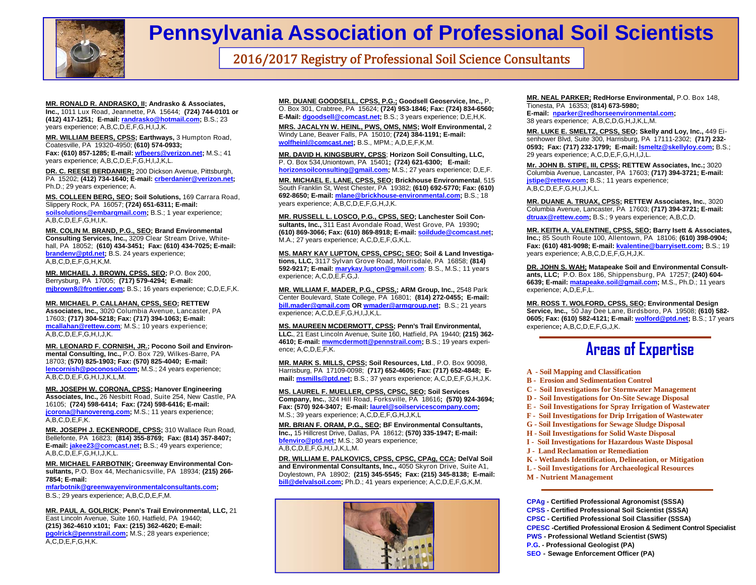# Pennsylvania Association of Professional Soil Scientists

## 2016/2017 Registry of Professional Soil Science Consultants

**MR. RONALD R. ANDRASKO, II; Andrasko & Associates, Inc.,** 1011 Lux Road, Jeannette, PA 15644; **(724) 744-0101 or (412) 417-1251; E-mail: randrasko@hotmail.com;** B.S.; 23 years experience; A,B,C,D,E,F,G,H,I,J,K.

**MR. WILLIAM BEERS, CPSS; Earthways,** 3 Humpton Road, Coatesville, PA 19320-4950; **(610) 574-0933; Fax: (610) 857-1285; E-mail: wfbeers@verizon.net;** M.S.; 41 years experience; A,B,C,D,E,F,G,H,I,J,K,L.

**DR. C. REESE BERDANIER;** 200 Dickson Avenue, Pittsburgh, PA 15202; **(412) 734-1640; E-mail: crberdanier@verizon.net;** Ph.D.; 29 years experience; A.

**MS. COLLEEN BERG, SEO; Soil Solutions,** 169 Carrara Road, Slippery Rock, PA 16057; **(724) 651-6311; E-mail: soilsolutions@embarqmail.com;** B.S.; 1 year experience; A,B,C,D,E,F,G,H,I,K.

**MR. COLIN M. BRAND, P.G., SEO; Brand Environmental Consulting Services, Inc.,** 3209 Clear Stream Drive, Whitehall, PA 18052; **(610) 434-3451; Fax: (610) 434-7025; E-mail: brandenv@ptd.net;** B.S. 24 years experience; A,B,C,D,E,F,G,H,K,M.

**MR. MICHAEL J. BROWN, CPSS, SEO;** P.O. Box 200, Berrysburg, PA 17005; **(717) 579-4294; E-mail: mjbrown8@frontier.com;** B.S.; 16 years experience; C,D,E,F,K.

**MR. MICHAEL P. CALLAHAN, CPSS, SEO; RETTEW Associates, Inc.,** 3020 Columbia Avenue, Lancaster, PA 17603; **(717) 304-5218; Fax: (717) 394-1063; E-mail: mcallahan@rettew.com**; M.S.; 10 years experience; A,B,C,D,E,F,G,H,I,J,K.

**MR. LEONARD F. CORNISH, JR.; Pocono Soil and Environmental Consulting, Inc.,** P.O. Box 729, Wilkes-Barre, PA 18703; **(570) 825-1903; Fax: (570) 825-4040; E-mail: lencornish@poconosoil.com;** M.S.; 24 years experience; A,B,C,D,E,F,G,H,I,J,K,L,M.

**MR. JOSEPH W. CORONA, CPSS; Hanover Engineering Associates, Inc.,** 26 Nesbitt Road, Suite 254, New Castle, PA 16105; **(724) 598-6414; Fax: (724) 598-6416; E-mail: jcorona@hanovereng.com;** M.S.; 11 years experience; A,B,C,D,E,F,K.

**MR. JOSEPH J. ECKENRODE, CPSS;** 310 Wallace Run Road, Bellefonte, PA 16823; **(814) 355-8769; Fax: (814) 357-8407; E-mail: jakee23@comcast.net;** B.S.; 49 years experience; A,B,C,D,E,F,G,H,I,J,K,L.

**MR. MICHAEL FARBOTNIK; Greenway Environmental Consultants,** P.O. Box 44, Mechanicsville, PA 18934; **(215) 266-7854; E-mail: mfarbotnik@greenwayenvironmentalconsultants.com;** B.S.; 29 years experience; A,B,C,D,E,F,M.

**MR. PAUL A. GOLRICK; Penn's Trail Environmental, LLC,** 21 East Lincoln Avenue, Suite 160, Hatfield, PA 19440; **(215) 362-4610 x101; Fax: (215) 362-4620; E-mail: pgolrick@pennstrail.com;** M.S.; 28 years experience; A,C,D,E,F,G,H,K.

**MR. DUANE GOODSELL, CPSS, P.G.; Goodsell Geoservice, Inc.,** P.O. Box 301, Crabtree, PA 15624; **(724) 953-1846; Fax: (724) 834-6560; E-Mail: dgoodsell@comcast.net;** B.S.; 3 years experience; D,E,H,K.

**MRS. JACALYN W. HEINL, PWS, OMS, NMS; Wolf Environmental,** 2 Windy Lane, Beaver Falls, PA 15010; **(724) 384-1191; E-mail: wolfheinl@comcast.net;** B.S., MPM.; A,D,E,F,K,M.

**MR. DAVID H. KINGSBURY, CPSS; Horizon Soil Consulting, LLC,** P. O. Box 534,Uniontown, PA 15401**; (724) 621-6300; E-mail: horizonsoilconsulting@gmail.com;** M.S.; 27 years experience; D,E,F.

**MR. MICHAEL E. LANE, CPSS, SEO; Brickhouse Environmental**, 515 South Franklin St, West Chester, PA 19382; **(610) 692-5770; Fax: (610) 692-8650; E-mail: mlane@brickhouse-environmental.com;** B.S.; 18 years experience; A,B,C,D,E,F,G,H,J,K.

**MR. RUSSELL L. LOSCO, P.G., CPSS, SEO; Lanchester Soil Consultants, Inc.,** 311 East Avondale Road, West Grove, PA 19390**; (610) 869-3066; Fax: (610) 869-8918; E-mail: soildude@comcast.net;** M.A.; 27 years experience; A,C,D,E,F,G,K,L.

**MS. MARY KAY LUPTON, CPSS, CPSC; SEO; Soil & Land Investigations, LLC,** 3117 Sylvan Grove Road, Morrisdale, PA 16858; **(814) 592-9217; E-mail: marykay.lupton@gmail.com**; B.S., M.S.; 11 years experience; A,C,D,E,F,G,J.

**MR. WILLIAM F. MADER, P.G., CPSS,; ARM Group, Inc.,** 2548 Park Center Boulevard, State College, PA 16801; **(814) 272-0455; E-mail: bill.mader@gmail.com OR wmader@armgroup.net;** B.S.; 21 years experience; A,C,D,E,F,G,H,I,J,K,L.

**MS. MAUREEN MCDERMOTT, CPSS; Penn's Trail Environmental, LLC.**, 21 East Lincoln Avenue, Suite 160, Hatfield, PA 19440; **(215) 362-4610; E-mail: mwmcdermott@pennstrail.com;** B.S.; 19 years experience; A,C,D,E,F,K.

**MR. MARK S. MILLS, CPSS; Soil Resources, Ltd**., P.O. Box 90098, Harrisburg, PA 17109-0098; **(717) 652-4605; Fax: (717) 652-4848; E-mail: msmills@ptd.net;** B.S.; 37 years experience; A,C,D,E,F,G,H,J,K.

**MS. LAUREL F. MUELLER, CPSS, CPSC, SEO; Soil Services Company, Inc.**, 324 Hill Road, Forksville, PA 18616**; (570) 924-3694; Fax: (570) 924-3407; E-mail: laurel@soilservicescompany.com;** M.S.; 39 years experience; A,C,D,E,F,G,H,J,K,L

**MR. BRIAN F. ORAM, P.G., SEO; BF Environmental Consultants, Inc.,** 15 Hillcrest Drive, Dallas, PA 18612; **(570) 335-1947; E-mail: bfenviro@ptd.net;** M.S.; 30 years experience; A,B,C,D,E,F,G,H,I,J,K,L,M.

**DR. WILLIAM E. PALKOVICS, CPSS, CPSC, CPAg, CCA; DelVal Soil and Environmental Consultants, Inc.,** 4050 Skyron Drive, Suite A1, Doylestown, PA 18902; **(215) 345-5545; Fax: (215) 345-8138; E-mail: bill@delvalsoil.com;** Ph.D.; 41 years experience; A,C,D,E,F,G,K,M.

**MR. NEAL PARKER; RedHorse Environmental,** P.O. Box 148, Tionesta, PA 16353; **(814) 673-5980; E-mail: nparker@redhorseenvironmental.com;** 38 years experience; A,B,C,D,G,H,J,K,L,M.

**MR. LUKE E. SMELTZ, CPSS, SEO; Skelly and Loy, Inc.,** 449 Eisenhower Blvd, Suite 300, Harrisburg, PA 17111-2302; **(717) 232-0593; Fax: (717) 232-1799; E-mail: lsmeltz@skellyloy.com;** B.S.; 29 years experience; A,C,D,E,F,G,H,I,J,L.

**Mr. JOHN B. STIPE, III, CPSS; RETTEW Associates, Inc.;** 3020 Columbia Avenue, Lancaster, PA 17603; **(717) 394-3721; E-mail: jstipe@rettew.com;** B.S.; 11 years experience; A,B,C,D,E,F,G,H,I,J,K,L.

**MR. DUANE A. TRUAX, CPSS; RETTEW Associates, Inc.**, 3020 Columbia Avenue, Lancaster, PA 17603; **(717) 394-3721; E-mail: dtruax@rettew.com;** B.S.; 9 years experience; A,B,C,D.

**MR. KEITH A. VALENTINE, CPSS, SEO; Barry Isett & Associates, Inc.;** 85 South Route 100, Allentown, PA 18106; **(610) 398-0904; Fax: (610) 481-9098; E-mail: kvalentine@barryisett.com;** B.S.; 19 years experience; A,B,C,D,E,F,G,H,J,K.

**DR. JOHN S. WAH; Matapeake Soil and Environmental Consultants, LLC;** P.O. Box 186, Shippensburg, PA 17257; **(240) 604-6639; E-mail: matapeake.soil@gmail.com;** M.S., Ph.D.; 11 years experience; A,D,E,F,L.

**MR. ROSS T. WOLFORD, CPSS, SEO; Environmental Design Service, Inc.,** 50 Jay Dee Lane, Birdsboro, PA 19508; **(610) 582-0605; Fax: (610) 582-4121; E-mail: wolford@ptd.net;** B.S.; 17 years experience**;** A,B,C,D,E,F,G,J,K.

## Areas of Expertise

- **A - Soil Mapping and Classification**
- **B - Erosion and Sedimentation Control**
- **C - Soil Investigations for Stormwater Management**
- **D - Soil Investigations for On-Site Sewage Disposal**
- **E - Soil Investigations for Spray Irrigation of Wastewater**
- **F - Soil Investigations for Drip Irrigation of Wastewater**
- **G - Soil Investigations for Sewage Sludge Disposal**
- **H - Soil Investigations for Solid Waste Disposal**
- **I - Soil Investigations for Hazardous Waste Disposal**
- **J - Land Reclamation or Remediation**
- **K - Wetlands Identification, Delineation, or Mitigation**
- **L - Soil Investigations for Archaeological Resources**
- **M - Nutrient Management**

**CPAg - Certified Professional Agronomist (SSSA)**
**CPSS - Certified Professional Soil Scientist (SSSA)**
**CPSC - Certified Professional Soil Classifier (SSSA)**
**CPESC -Certified Professional Erosion & Sediment Control Specialist**
**PWS - Professional Wetland Scientist (SWS)**
**P.G. - Professional Geologist (PA)**
**SEO - Sewage Enforcement Officer (PA)**